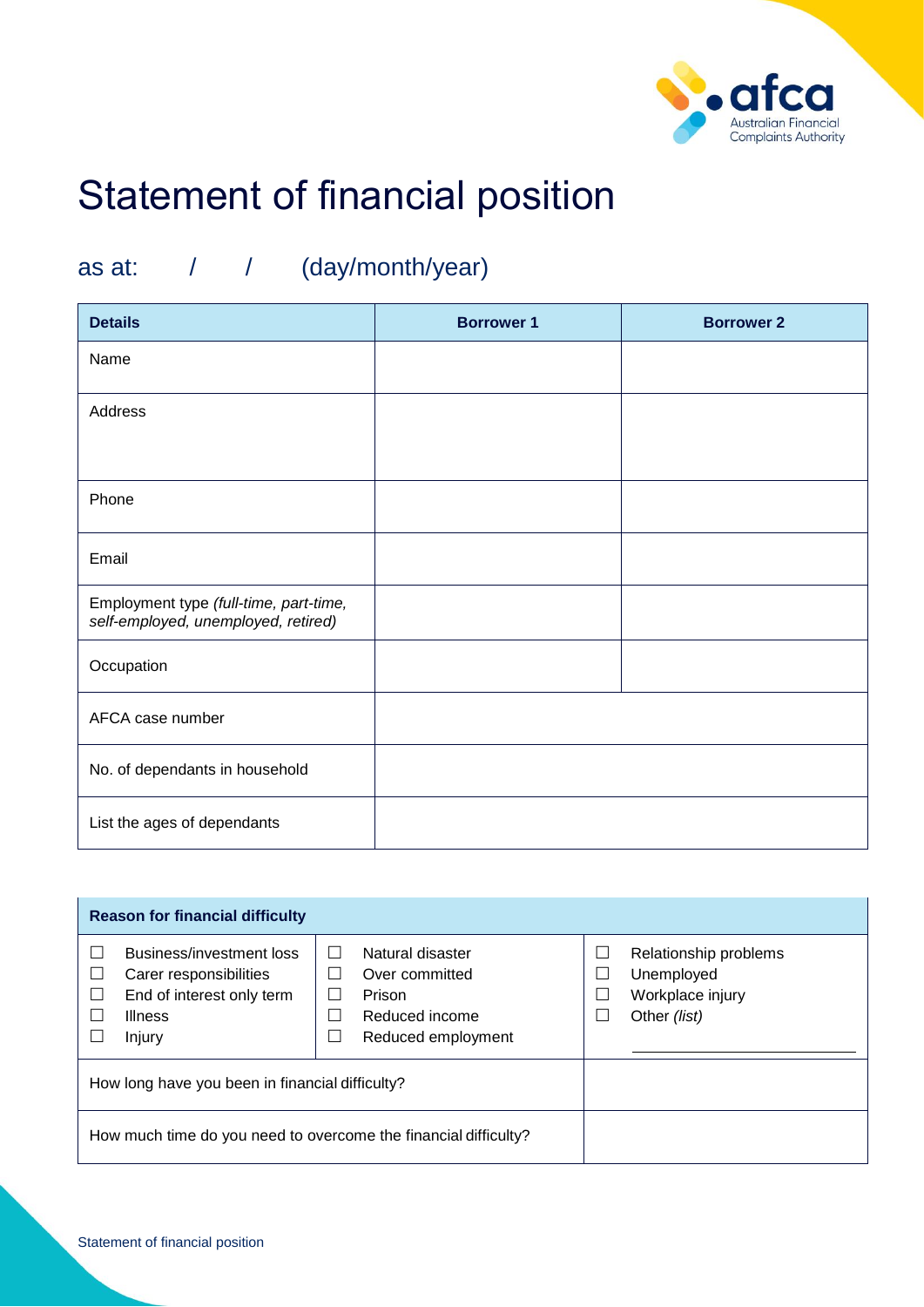# Statement of financial position

## as at: / / (day/month/year)

| Details | Borrower 1 | Borrower 2 |
| --- | --- | --- |
| Name | | |
| Address | | |
| Phone | | |
| Email | | |
| Employment type *(full-time, part-time, self-employed, unemployed, retired)* | | |
| Occupation | | |
| AFCA case number | | |
| No. of dependants in household | | |
| List the ages of dependants | | |

| Reason for financial difficulty | | |
| --- | --- | --- |
| ☐ Business/investment loss<br>☐ Carer responsibilities<br>☐ End of interest only term<br>☐ Illness<br>☐ Injury | ☐ Natural disaster<br>☐ Over committed<br>☐ Prison<br>☐ Reduced income<br>☐ Reduced employment | ☐ Relationship problems<br>☐ Unemployed<br>☐ Workplace injury<br>☐ Other *(list)*<br>\_\_\_\_\_\_\_\_\_\_\_\_\_\_\_\_\_\_\_\_ |
| How long have you been in financial difficulty? | | |
| How much time do you need to overcome the financial difficulty? | | |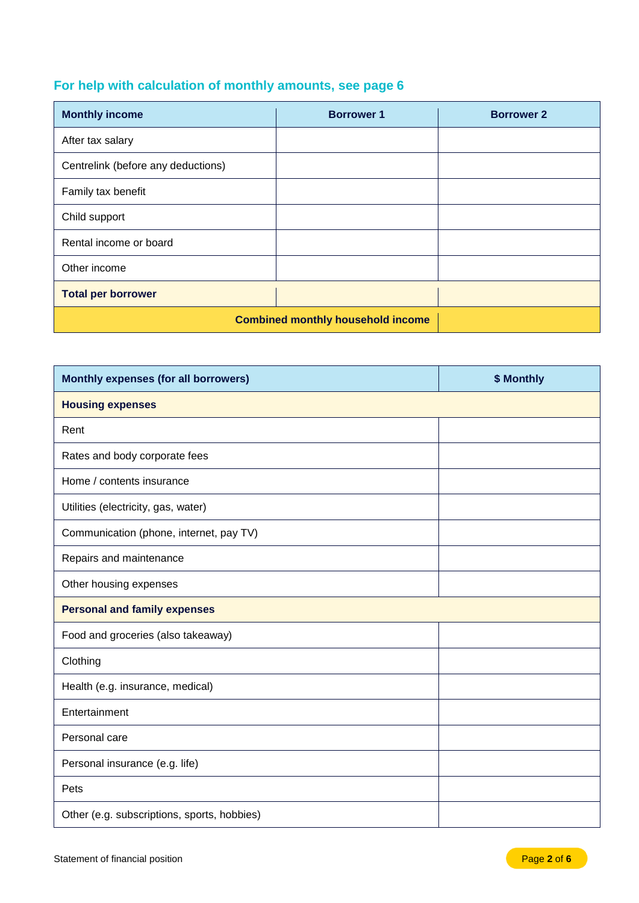### For help with calculation of monthly amounts, see page 6

| Monthly income | Borrower 1 | Borrower 2 |
|---|---|---|
| After tax salary | | |
| Centrelink (before any deductions) | | |
| Family tax benefit | | |
| Child support | | |
| Rental income or board | | |
| Other income | | |
| **Total per borrower** | | |
| | **Combined monthly household income** | |

| Monthly expenses (for all borrowers) | $ Monthly |
|---|---|
| **Housing expenses** | |
| Rent | |
| Rates and body corporate fees | |
| Home / contents insurance | |
| Utilities (electricity, gas, water) | |
| Communication (phone, internet, pay TV) | |
| Repairs and maintenance | |
| Other housing expenses | |
| **Personal and family expenses** | |
| Food and groceries (also takeaway) | |
| Clothing | |
| Health (e.g. insurance, medical) | |
| Entertainment | |
| Personal care | |
| Personal insurance (e.g. life) | |
| Pets | |
| Other (e.g. subscriptions, sports, hobbies) | |

Statement of financial position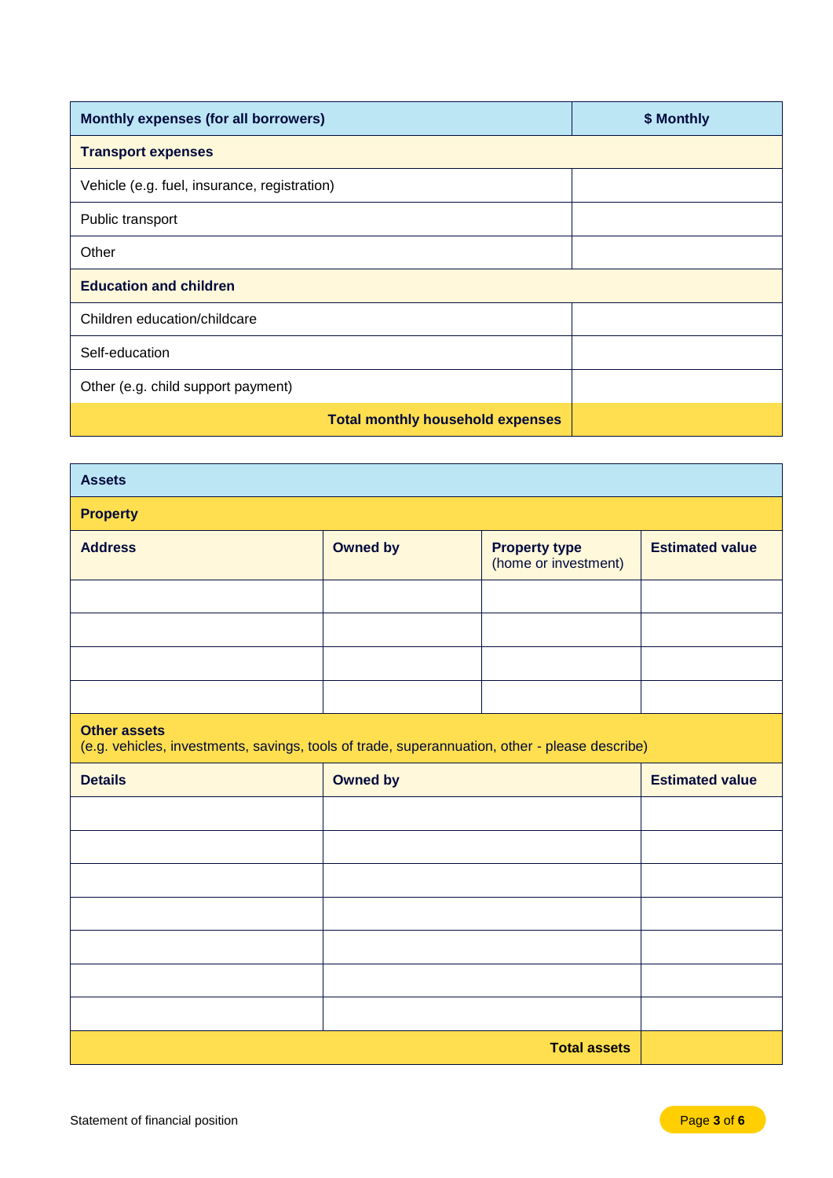| Monthly expenses (for all borrowers) | $ Monthly |
|---|---|
| **Transport expenses** | |
| Vehicle (e.g. fuel, insurance, registration) | |
| Public transport | |
| Other | |
| **Education and children** | |
| Children education/childcare | |
| Self-education | |
| Other (e.g. child support payment) | |
| **Total monthly household expenses** | |

| Assets | | | |
|---|---|---|---|
| **Property** | | | |
| **Address** | **Owned by** | **Property type** (home or investment) | **Estimated value** |
| | | | |
| | | | |
| | | | |
| | | | |
| **Other assets** (e.g. vehicles, investments, savings, tools of trade, superannuation, other - please describe) | | | |
| **Details** | **Owned by** | | **Estimated value** |
| | | | |
| | | | |
| | | | |
| | | | |
| | | | |
| | | | |
| | | | |
| | | **Total assets** | |

Statement of financial position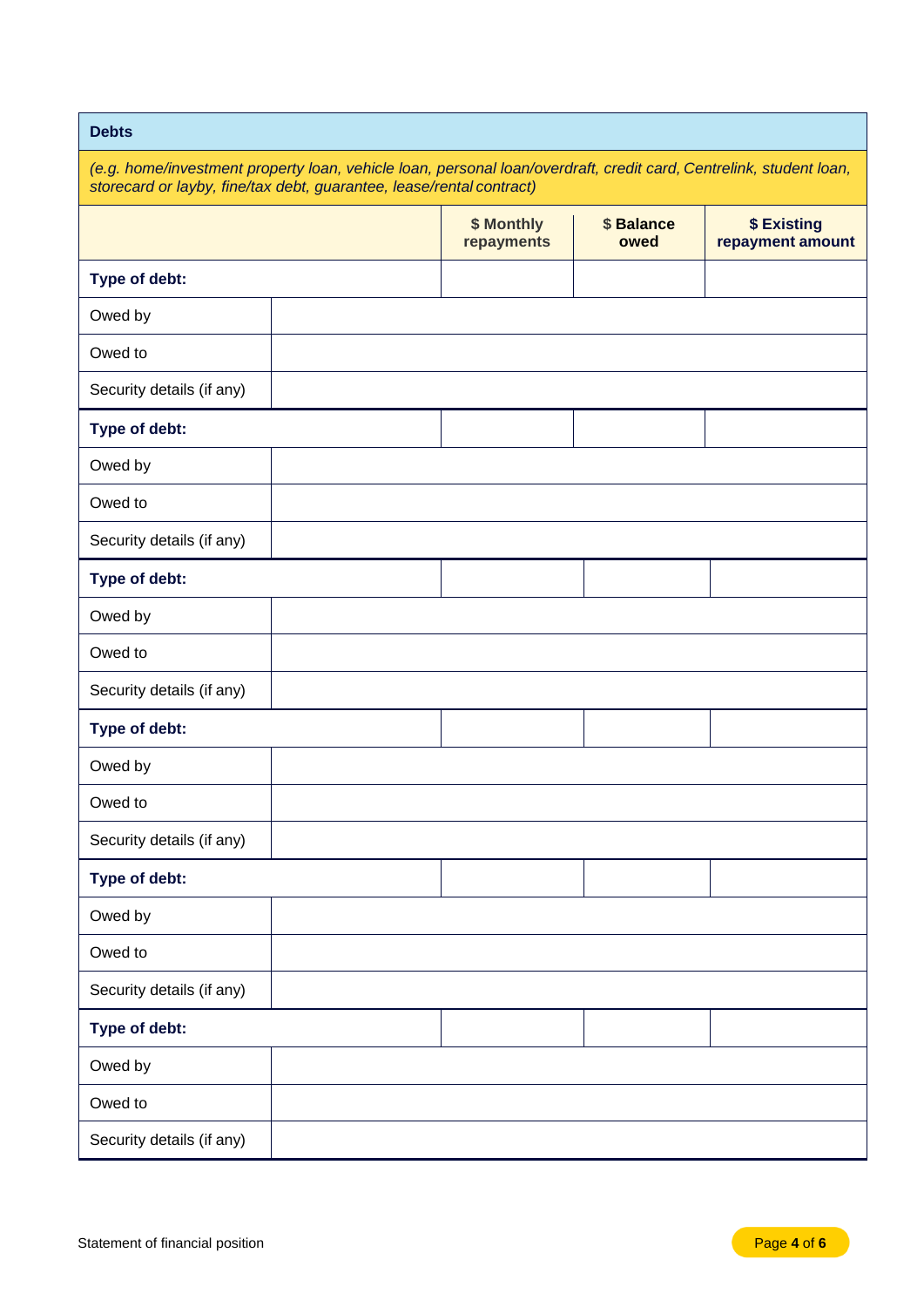## Debts

*(e.g. home/investment property loan, vehicle loan, personal loan/overdraft, credit card, Centrelink, student loan, storecard or layby, fine/tax debt, guarantee, lease/rental contract)*

| | | $ Monthly repayments | $ Balance owed | $ Existing repayment amount |
|---|---|---|---|---|
| **Type of debt:** | | | | |
| Owed by | | | | |
| Owed to | | | | |
| Security details (if any) | | | | |
| **Type of debt:** | | | | |
| Owed by | | | | |
| Owed to | | | | |
| Security details (if any) | | | | |
| **Type of debt:** | | | | |
| Owed by | | | | |
| Owed to | | | | |
| Security details (if any) | | | | |
| **Type of debt:** | | | | |
| Owed by | | | | |
| Owed to | | | | |
| Security details (if any) | | | | |
| **Type of debt:** | | | | |
| Owed by | | | | |
| Owed to | | | | |
| Security details (if any) | | | | |
| **Type of debt:** | | | | |
| Owed by | | | | |
| Owed to | | | | |
| Security details (if any) | | | | |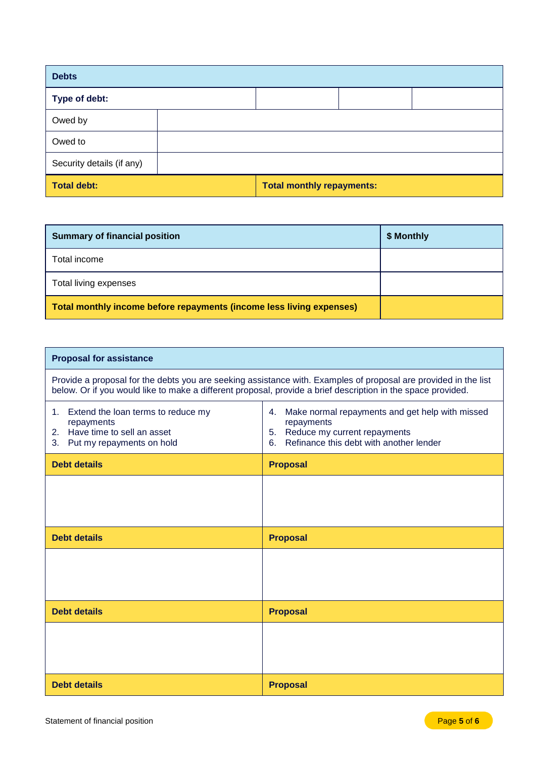| **Debts** | | | | |
|---|---|---|---|---|
| **Type of debt:** | | | | |
| Owed by | | | | |
| Owed to | | | | |
| Security details (if any) | | | | |
| **Total debt:** | | **Total monthly repayments:** | | |

| **Summary of financial position** | **$ Monthly** |
|---|---|
| Total income | |
| Total living expenses | |
| **Total monthly income before repayments (income less living expenses)** | |

| **Proposal for assistance** | |
|---|---|
| Provide a proposal for the debts you are seeking assistance with. Examples of proposal are provided in the list below. Or if you would like to make a different proposal, provide a brief description in the space provided. | |
| 1. Extend the loan terms to reduce my repayments<br>2. Have time to sell an asset<br>3. Put my repayments on hold | 4. Make normal repayments and get help with missed repayments<br>5. Reduce my current repayments<br>6. Refinance this debt with another lender |
| **Debt details** | **Proposal** |
| | |
| **Debt details** | **Proposal** |
| | |
| **Debt details** | **Proposal** |
| | |
| **Debt details** | **Proposal** |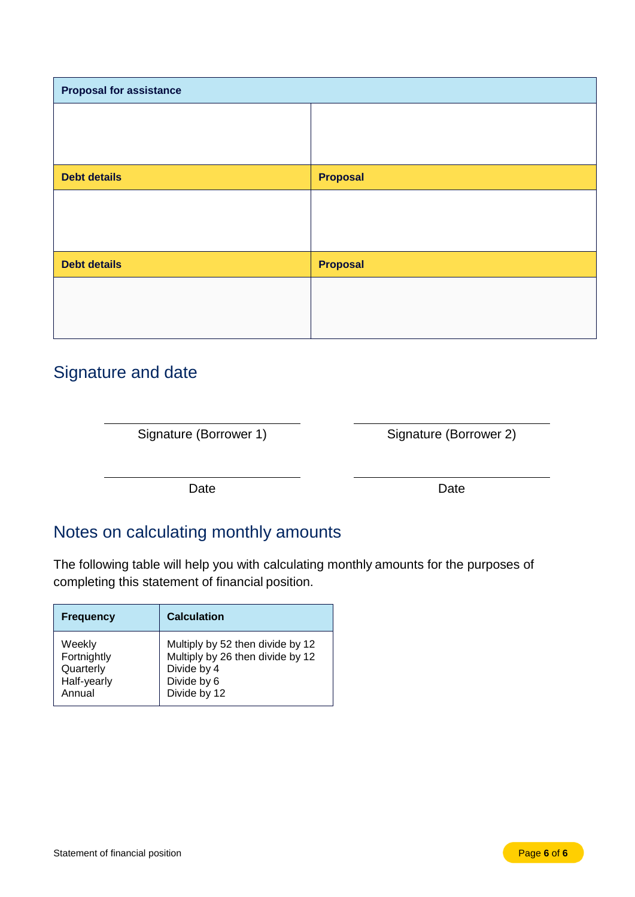| Proposal for assistance | |
|---|---|
| | |
| **Debt details** | **Proposal** |
| | |
| **Debt details** | **Proposal** |
| | |

## Signature and date

Signature (Borrower 1)

Signature (Borrower 2)

Date

Date

## Notes on calculating monthly amounts

The following table will help you with calculating monthly amounts for the purposes of completing this statement of financial position.

| Frequency | Calculation |
|---|---|
| Weekly | Multiply by 52 then divide by 12 |
| Fortnightly | Multiply by 26 then divide by 12 |
| Quarterly | Divide by 4 |
| Half-yearly | Divide by 6 |
| Annual | Divide by 12 |